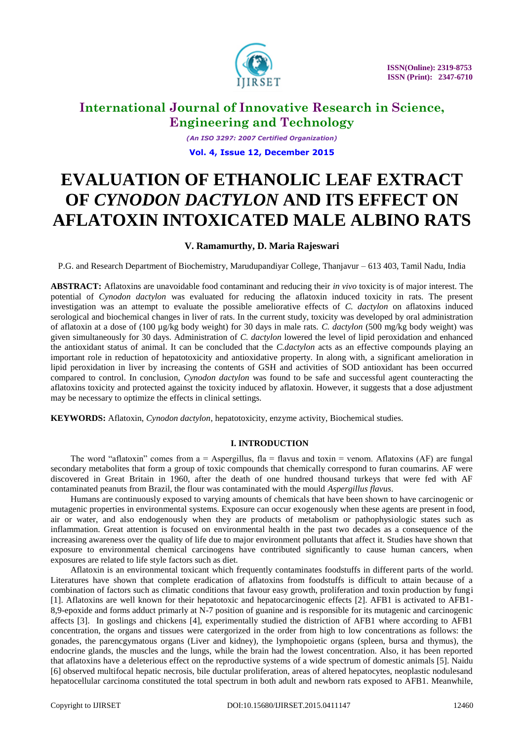# EVALUATION OF ETHANOLIC LEAF EXTRACT OF *CYNODON DACTYLON* AND ITS EFFECT ON AFLATOXIN INTOXICATED MALE ALBINO RATS

**V. Ramamurthy, D. Maria Rajeswari**

P.G. and Research Department of Biochemistry, Marudupandiyar College, Thanjavur – 613 403, Tamil Nadu, India

**ABSTRACT:** Aflatoxins are unavoidable food contaminant and reducing their *in vivo* toxicity is of major interest. The potential of *Cynodon dactylon* was evaluated for reducing the aflatoxin induced toxicity in rats. The present investigation was an attempt to evaluate the possible ameliorative effects of *C. dactylon* on aflatoxins induced serological and biochemical changes in liver of rats. In the current study, toxicity was developed by oral administration of aflatoxin at a dose of (100 µg/kg body weight) for 30 days in male rats. *C. dactylon* (500 mg/kg body weight) was given simultaneously for 30 days. Administration of *C. dactylon* lowered the level of lipid peroxidation and enhanced the antioxidant status of animal. It can be concluded that the *C.dactylon* acts as an effective compounds playing an important role in reduction of hepatotoxicity and antioxidative property. In along with, a significant amelioration in lipid peroxidation in liver by increasing the contents of GSH and activities of SOD antioxidant has been occurred compared to control. In conclusion, *Cynodon dactylon* was found to be safe and successful agent counteracting the aflatoxins toxicity and protected against the toxicity induced by aflatoxin. However, it suggests that a dose adjustment may be necessary to optimize the effects in clinical settings.

**KEYWORDS:** Aflatoxin, *Cynodon dactylon*, hepatotoxicity, enzyme activity, Biochemical studies.

## I. INTRODUCTION

The word "aflatoxin" comes from a = Aspergillus, fla = flavus and toxin = venom. Aflatoxins (AF) are fungal secondary metabolites that form a group of toxic compounds that chemically correspond to furan coumarins. AF were discovered in Great Britain in 1960, after the death of one hundred thousand turkeys that were fed with AF contaminated peanuts from Brazil, the flour was contaminated with the mould *Aspergillus flavus*.

Humans are continuously exposed to varying amounts of chemicals that have been shown to have carcinogenic or mutagenic properties in environmental systems. Exposure can occur exogenously when these agents are present in food, air or water, and also endogenously when they are products of metabolism or pathophysiologic states such as inflammation. Great attention is focused on environmental health in the past two decades as a consequence of the increasing awareness over the quality of life due to major environment pollutants that affect it. Studies have shown that exposure to environmental chemical carcinogens have contributed significantly to cause human cancers, when exposures are related to life style factors such as diet.

Aflatoxin is an environmental toxicant which frequently contaminates foodstuffs in different parts of the world. Literatures have shown that complete eradication of aflatoxins from foodstuffs is difficult to attain because of a combination of factors such as climatic conditions that favour easy growth, proliferation and toxin production by fungi [1]. Aflatoxins are well known for their hepatotoxic and hepatocarcinogenic effects [2]. AFB1 is activated to AFB1-8,9-epoxide and forms adduct primarily at N-7 position of guanine and is responsible for its mutagenic and carcinogenic affects [3]. In goslings and chickens [4], experimentally studied the distriction of AFB1 where according to AFB1 concentration, the organs and tissues were catergorized in the order from high to low concentrations as follows: the gonades, the parencgymatous organs (Liver and kidney), the lymphopoietic organs (spleen, bursa and thymus), the endocrine glands, the muscles and the lungs, while the brain had the lowest concentration. Also, it has been reported that aflatoxins have a deleterious effect on the reproductive systems of a wide spectrum of domestic animals [5]. Naidu [6] observed multifocal hepatic necrosis, bile ductular proliferation, areas of altered hepatocytes, neoplastic nodulesand hepatocellular carcinoma constituted the total spectrum in both adult and newborn rats exposed to AFB1. Meanwhile,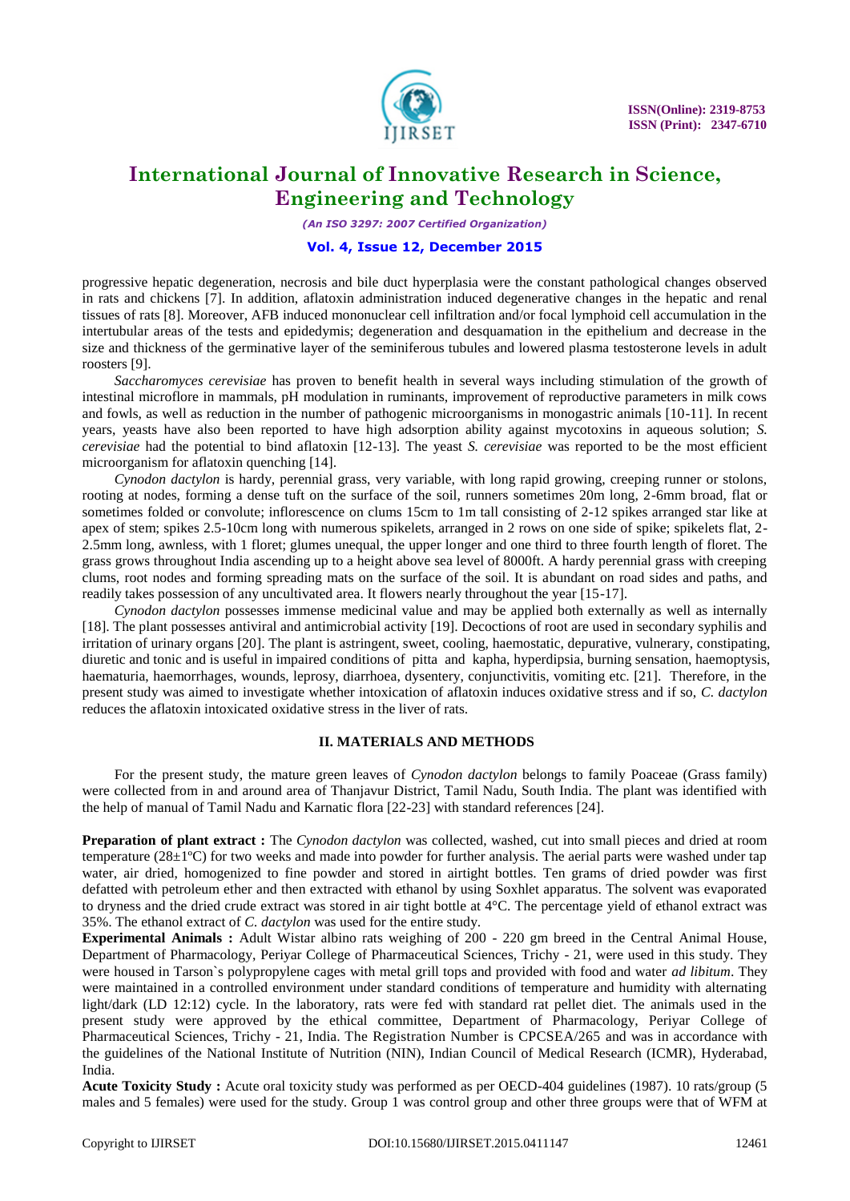progressive hepatic degeneration, necrosis and bile duct hyperplasia were the constant pathological changes observed in rats and chickens [7]. In addition, aflatoxin administration induced degenerative changes in the hepatic and renal tissues of rats [8]. Moreover, AFB induced mononuclear cell infiltration and/or focal lymphoid cell accumulation in the intertubular areas of the tests and epidedymis; degeneration and desquamation in the epithelium and decrease in the size and thickness of the germinative layer of the seminiferous tubules and lowered plasma testosterone levels in adult roosters [9].

*Saccharomyces cerevisiae* has proven to benefit health in several ways including stimulation of the growth of intestinal microflore in mammals, pH modulation in ruminants, improvement of reproductive parameters in milk cows and fowls, as well as reduction in the number of pathogenic microorganisms in monogastric animals [10-11]. In recent years, yeasts have also been reported to have high adsorption ability against mycotoxins in aqueous solution; *S. cerevisiae* had the potential to bind aflatoxin [12-13]. The yeast *S. cerevisiae* was reported to be the most efficient microorganism for aflatoxin quenching [14].

*Cynodon dactylon* is hardy, perennial grass, very variable, with long rapid growing, creeping runner or stolons, rooting at nodes, forming a dense tuft on the surface of the soil, runners sometimes 20m long, 2-6mm broad, flat or sometimes folded or convolute; inflorescence on clums 15cm to 1m tall consisting of 2-12 spikes arranged star like at apex of stem; spikes 2.5-10cm long with numerous spikelets, arranged in 2 rows on one side of spike; spikelets flat, 2-2.5mm long, awnless, with 1 floret; glumes unequal, the upper longer and one third to three fourth length of floret. The grass grows throughout India ascending up to a height above sea level of 8000ft. A hardy perennial grass with creeping clums, root nodes and forming spreading mats on the surface of the soil. It is abundant on road sides and paths, and readily takes possession of any uncultivated area. It flowers nearly throughout the year [15-17].

*Cynodon dactylon* possesses immense medicinal value and may be applied both externally as well as internally [18]. The plant possesses antiviral and antimicrobial activity [19]. Decoctions of root are used in secondary syphilis and irritation of urinary organs [20]. The plant is astringent, sweet, cooling, haemostatic, depurative, vulnerary, constipating, diuretic and tonic and is useful in impaired conditions of pitta and kapha, hyperdipsia, burning sensation, haemoptysis, haematuria, haemorrhages, wounds, leprosy, diarrhoea, dysentery, conjunctivitis, vomiting etc. [21]. Therefore, in the present study was aimed to investigate whether intoxication of aflatoxin induces oxidative stress and if so, *C. dactylon* reduces the aflatoxin intoxicated oxidative stress in the liver of rats.

## II. MATERIALS AND METHODS

For the present study, the mature green leaves of *Cynodon dactylon* belongs to family Poaceae (Grass family) were collected from in and around area of Thanjavur District, Tamil Nadu, South India. The plant was identified with the help of manual of Tamil Nadu and Karnatic flora [22-23] with standard references [24].

**Preparation of plant extract :** The *Cynodon dactylon* was collected, washed, cut into small pieces and dried at room temperature (28±1ºC) for two weeks and made into powder for further analysis. The aerial parts were washed under tap water, air dried, homogenized to fine powder and stored in airtight bottles. Ten grams of dried powder was first defatted with petroleum ether and then extracted with ethanol by using Soxhlet apparatus. The solvent was evaporated to dryness and the dried crude extract was stored in air tight bottle at 4°C. The percentage yield of ethanol extract was 35%. The ethanol extract of *C. dactylon* was used for the entire study.

**Experimental Animals :** Adult Wistar albino rats weighing of 200 - 220 gm breed in the Central Animal House, Department of Pharmacology, Periyar College of Pharmaceutical Sciences, Trichy - 21, were used in this study. They were housed in Tarson`s polypropylene cages with metal grill tops and provided with food and water *ad libitum*. They were maintained in a controlled environment under standard conditions of temperature and humidity with alternating light/dark (LD 12:12) cycle. In the laboratory, rats were fed with standard rat pellet diet. The animals used in the present study were approved by the ethical committee, Department of Pharmacology, Periyar College of Pharmaceutical Sciences, Trichy - 21, India. The Registration Number is CPCSEA/265 and was in accordance with the guidelines of the National Institute of Nutrition (NIN), Indian Council of Medical Research (ICMR), Hyderabad, India.

**Acute Toxicity Study :** Acute oral toxicity study was performed as per OECD-404 guidelines (1987). 10 rats/group (5 males and 5 females) were used for the study. Group 1 was control group and other three groups were that of WFM at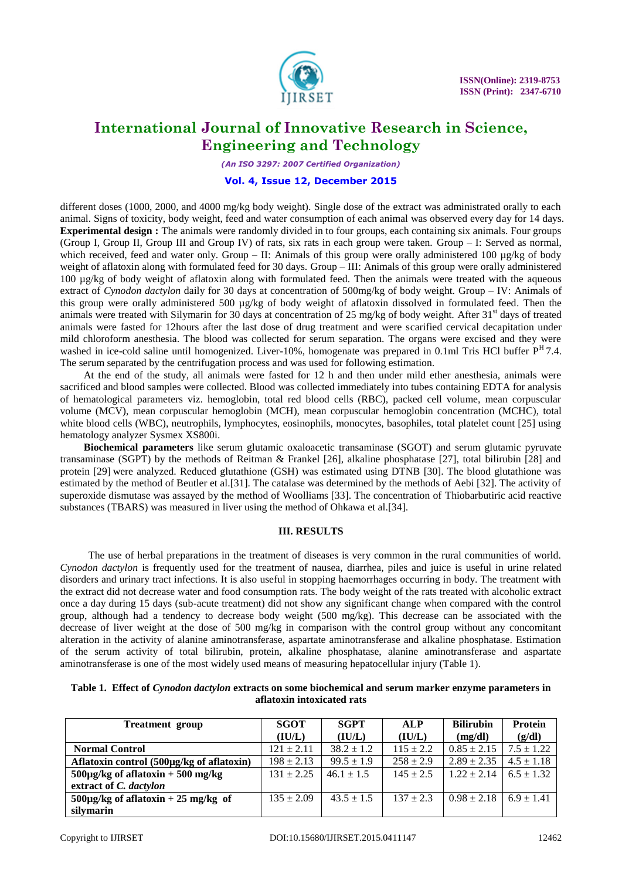different doses (1000, 2000, and 4000 mg/kg body weight). Single dose of the extract was administrated orally to each animal. Signs of toxicity, body weight, feed and water consumption of each animal was observed every day for 14 days. **Experimental design :** The animals were randomly divided in to four groups, each containing six animals. Four groups (Group I, Group II, Group III and Group IV) of rats, six rats in each group were taken. Group – I: Served as normal, which received, feed and water only. Group – II: Animals of this group were orally administered 100 µg/kg of body weight of aflatoxin along with formulated feed for 30 days. Group – III: Animals of this group were orally administered 100 µg/kg of body weight of aflatoxin along with formulated feed. Then the animals were treated with the aqueous extract of *Cynodon dactylon* daily for 30 days at concentration of 500mg/kg of body weight. Group – IV: Animals of this group were orally administered 500 µg/kg of body weight of aflatoxin dissolved in formulated feed. Then the animals were treated with Silymarin for 30 days at concentration of 25 mg/kg of body weight. After 31$^{st}$ days of treated animals were fasted for 12hours after the last dose of drug treatment and were scarified cervical decapitation under mild chloroform anesthesia. The blood was collected for serum separation. The organs were excised and they were washed in ice-cold saline until homogenized. Liver-10%, homogenate was prepared in 0.1ml Tris HCl buffer P$^{H}$ 7.4. The serum separated by the centrifugation process and was used for following estimation.

At the end of the study, all animals were fasted for 12 h and then under mild ether anesthesia, animals were sacrificed and blood samples were collected. Blood was collected immediately into tubes containing EDTA for analysis of hematological parameters viz. hemoglobin, total red blood cells (RBC), packed cell volume, mean corpuscular volume (MCV), mean corpuscular hemoglobin (MCH), mean corpuscular hemoglobin concentration (MCHC), total white blood cells (WBC), neutrophils, lymphocytes, eosinophils, monocytes, basophiles, total platelet count [25] using hematology analyzer Sysmex XS800i.

**Biochemical parameters** like serum glutamic oxaloacetic transaminase (SGOT) and serum glutamic pyruvate transaminase (SGPT) by the methods of Reitman & Frankel [26], alkaline phosphatase [27], total bilirubin [28] and protein [29] were analyzed. Reduced glutathione (GSH) was estimated using DTNB [30]. The blood glutathione was estimated by the method of Beutler et al.[31]. The catalase was determined by the methods of Aebi [32]. The activity of superoxide dismutase was assayed by the method of Woolliams [33]. The concentration of Thiobarbituric acid reactive substances (TBARS) was measured in liver using the method of Ohkawa et al.[34].

## III. RESULTS

The use of herbal preparations in the treatment of diseases is very common in the rural communities of world. *Cynodon dactylon* is frequently used for the treatment of nausea, diarrhea, piles and juice is useful in urine related disorders and urinary tract infections. It is also useful in stopping haemorrhages occurring in body. The treatment with the extract did not decrease water and food consumption rats. The body weight of the rats treated with alcoholic extract once a day during 15 days (sub-acute treatment) did not show any significant change when compared with the control group, although had a tendency to decrease body weight (500 mg/kg). This decrease can be associated with the decrease of liver weight at the dose of 500 mg/kg in comparison with the control group without any concomitant alteration in the activity of alanine aminotransferase, aspartate aminotransferase and alkaline phosphatase. Estimation of the serum activity of total bilirubin, protein, alkaline phosphatase, alanine aminotransferase and aspartate aminotransferase is one of the most widely used means of measuring hepatocellular injury (Table 1).

**Table 1. Effect of *Cynodon dactylon* extracts on some biochemical and serum marker enzyme parameters in aflatoxin intoxicated rats**

| Treatment group | SGOT (IU/L) | SGPT (IU/L) | ALP (IU/L) | Bilirubin (mg/dl) | Protein (g/dl) |
|---|---|---|---|---|---|
| **Normal Control** | 121 ± 2.11 | 38.2 ± 1.2 | 115 ± 2.2 | 0.85 ± 2.15 | 7.5 ± 1.22 |
| **Aflatoxin control (500µg/kg of aflatoxin)** | 198 ± 2.13 | 99.5 ± 1.9 | 258 ± 2.9 | 2.89 ± 2.35 | 4.5 ± 1.18 |
| **500µg/kg of aflatoxin + 500 mg/kg extract of *C. dactylon*** | 131 ± 2.25 | 46.1 ± 1.5 | 145 ± 2.5 | 1.22 ± 2.14 | 6.5 ± 1.32 |
| **500µg/kg of aflatoxin + 25 mg/kg of silymarin** | 135 ± 2.09 | 43.5 ± 1.5 | 137 ± 2.3 | 0.98 ± 2.18 | 6.9 ± 1.41 |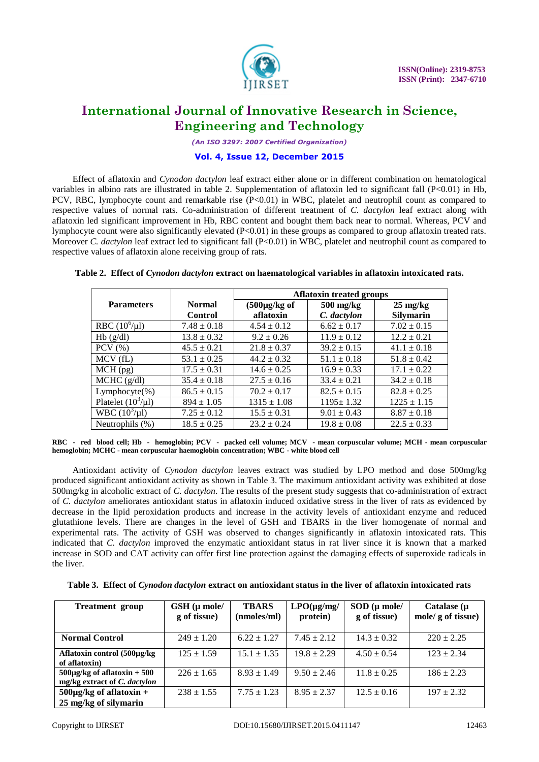Effect of aflatoxin and *Cynodon dactylon* leaf extract either alone or in different combination on hematological variables in albino rats are illustrated in table 2. Supplementation of aflatoxin led to significant fall (P<0.01) in Hb, PCV, RBC, lymphocyte count and remarkable rise (P<0.01) in WBC, platelet and neutrophil count as compared to respective values of normal rats. Co-administration of different treatment of *C. dactylon* leaf extract along with aflatoxin led significant improvement in Hb, RBC content and bought them back near to normal. Whereas, PCV and lymphocyte count were also significantly elevated (P<0.01) in these groups as compared to group aflatoxin treated rats. Moreover *C. dactylon* leaf extract led to significant fall (P<0.01) in WBC, platelet and neutrophil count as compared to respective values of aflatoxin alone receiving group of rats.

**Table 2. Effect of *Cynodon dactylon* extract on haematological variables in aflatoxin intoxicated rats.**

| Parameters | Normal Control | Aflatoxin treated groups | | |
|---|---|---|---|---|
| | | (500μg/kg of aflatoxin | 500 mg/kg *C. dactylon* | 25 mg/kg Silymarin |
| RBC ($10^6$/μl) | 7.48 ± 0.18 | 4.54 ± 0.12 | 6.62 ± 0.17 | 7.02 ± 0.15 |
| Hb (g/dl) | 13.8 ± 0.32 | 9.2 ± 0.26 | 11.9 ± 0.12 | 12.2 ± 0.21 |
| PCV (%) | 45.5 ± 0.21 | 21.8 ± 0.37 | 39.2 ± 0.15 | 41.1 ± 0.18 |
| MCV (fL) | 53.1 ± 0.25 | 44.2 ± 0.32 | 51.1 ± 0.18 | 51.8 ± 0.42 |
| MCH (pg) | 17.5 ± 0.31 | 14.6 ± 0.25 | 16.9 ± 0.33 | 17.1 ± 0.22 |
| MCHC (g/dl) | 35.4 ± 0.18 | 27.5 ± 0.16 | 33.4 ± 0.21 | 34.2 ± 0.18 |
| Lymphocyte(%) | 86.5 ± 0.15 | 70.2 ± 0.17 | 82.5 ± 0.15 | 82.8 ± 0.25 |
| Platelet ($10^3$/μl) | 894 ± 1.05 | 1315 ± 1.08 | 1195± 1.32 | 1225 ± 1.15 |
| WBC ($10^3$/μl) | 7.25 ± 0.12 | 15.5 ± 0.31 | 9.01 ± 0.43 | 8.87 ± 0.18 |
| Neutrophils (%) | 18.5 ± 0.25 | 23.2 ± 0.24 | 19.8 ± 0.08 | 22.5 ± 0.33 |

**RBC - red blood cell; Hb - hemoglobin; PCV - packed cell volume; MCV - mean corpuscular volume; MCH - mean corpuscular hemoglobin; MCHC - mean corpuscular haemoglobin concentration; WBC - white blood cell**

Antioxidant activity of *Cynodon dactylon* leaves extract was studied by LPO method and dose 500mg/kg produced significant antioxidant activity as shown in Table 3. The maximum antioxidant activity was exhibited at dose 500mg/kg in alcoholic extract of *C. dactylon*. The results of the present study suggests that co-administration of extract of *C. dactylon* ameliorates antioxidant status in aflatoxin induced oxidative stress in the liver of rats as evidenced by decrease in the lipid peroxidation products and increase in the activity levels of antioxidant enzyme and reduced glutathione levels. There are changes in the level of GSH and TBARS in the liver homogenate of normal and experimental rats. The activity of GSH was observed to changes significantly in aflatoxin intoxicated rats. This indicated that *C. dactylon* improved the enzymatic antioxidant status in rat liver since it is known that a marked increase in SOD and CAT activity can offer first line protection against the damaging effects of superoxide radicals in the liver.

**Table 3. Effect of *Cynodon dactylon* extract on antioxidant status in the liver of aflatoxin intoxicated rats**

| Treatment group | GSH (μ mole/ g of tissue) | TBARS (nmoles/ml) | LPO(μg/mg/ protein) | SOD (μ mole/ g of tissue) | Catalase (μ mole/ g of tissue) |
|---|---|---|---|---|---|
| **Normal Control** | 249 ± 1.20 | 6.22 ± 1.27 | 7.45 ± 2.12 | 14.3 ± 0.32 | 220 ± 2.25 |
| **Aflatoxin control (500μg/kg of aflatoxin)** | 125 ± 1.59 | 15.1 ± 1.35 | 19.8 ± 2.29 | 4.50 ± 0.54 | 123 ± 2.34 |
| **500μg/kg of aflatoxin + 500 mg/kg extract of *C. dactylon*** | 226 ± 1.65 | 8.93 ± 1.49 | 9.50 ± 2.46 | 11.8 ± 0.25 | 186 ± 2.23 |
| **500μg/kg of aflatoxin + 25 mg/kg of silymarin** | 238 ± 1.55 | 7.75 ± 1.23 | 8.95 ± 2.37 | 12.5 ± 0.16 | 197 ± 2.32 |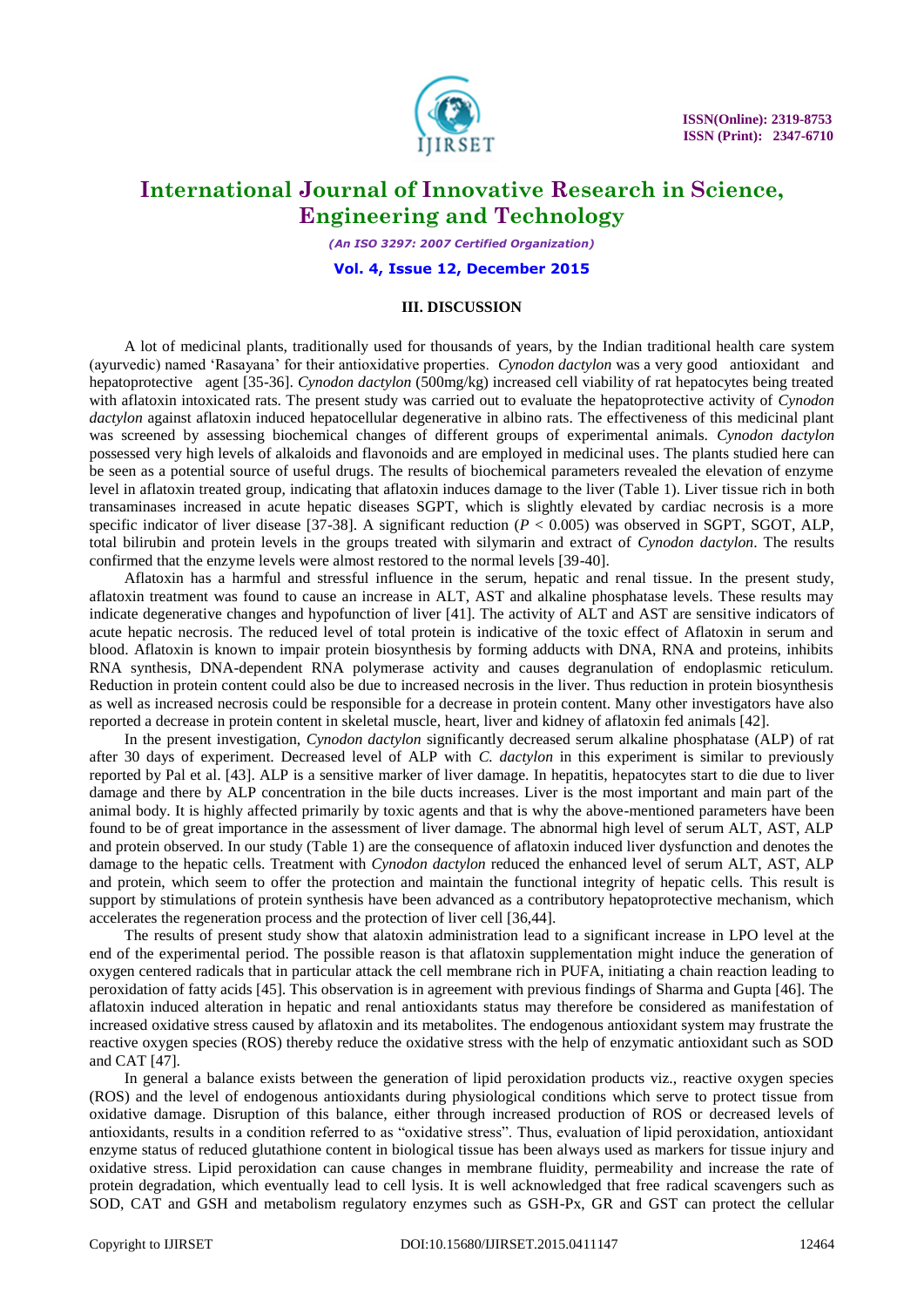### III. DISCUSSION

A lot of medicinal plants, traditionally used for thousands of years, by the Indian traditional health care system (ayurvedic) named 'Rasayana' for their antioxidative properties. *Cynodon dactylon* was a very good antioxidant and hepatoprotective agent [35-36]. *Cynodon dactylon* (500mg/kg) increased cell viability of rat hepatocytes being treated with aflatoxin intoxicated rats. The present study was carried out to evaluate the hepatoprotective activity of *Cynodon dactylon* against aflatoxin induced hepatocellular degenerative in albino rats. The effectiveness of this medicinal plant was screened by assessing biochemical changes of different groups of experimental animals. *Cynodon dactylon* possessed very high levels of alkaloids and flavonoids and are employed in medicinal uses. The plants studied here can be seen as a potential source of useful drugs. The results of biochemical parameters revealed the elevation of enzyme level in aflatoxin treated group, indicating that aflatoxin induces damage to the liver (Table 1). Liver tissue rich in both transaminases increased in acute hepatic diseases SGPT, which is slightly elevated by cardiac necrosis is a more specific indicator of liver disease [37-38]. A significant reduction ($P < 0.005$) was observed in SGPT, SGOT, ALP, total bilirubin and protein levels in the groups treated with silymarin and extract of *Cynodon dactylon*. The results confirmed that the enzyme levels were almost restored to the normal levels [39-40].

Aflatoxin has a harmful and stressful influence in the serum, hepatic and renal tissue. In the present study, aflatoxin treatment was found to cause an increase in ALT, AST and alkaline phosphatase levels. These results may indicate degenerative changes and hypofunction of liver [41]. The activity of ALT and AST are sensitive indicators of acute hepatic necrosis. The reduced level of total protein is indicative of the toxic effect of Aflatoxin in serum and blood. Aflatoxin is known to impair protein biosynthesis by forming adducts with DNA, RNA and proteins, inhibits RNA synthesis, DNA-dependent RNA polymerase activity and causes degranulation of endoplasmic reticulum. Reduction in protein content could also be due to increased necrosis in the liver. Thus reduction in protein biosynthesis as well as increased necrosis could be responsible for a decrease in protein content. Many other investigators have also reported a decrease in protein content in skeletal muscle, heart, liver and kidney of aflatoxin fed animals [42].

In the present investigation, *Cynodon dactylon* significantly decreased serum alkaline phosphatase (ALP) of rat after 30 days of experiment. Decreased level of ALP with *C. dactylon* in this experiment is similar to previously reported by Pal et al. [43]. ALP is a sensitive marker of liver damage. In hepatitis, hepatocytes start to die due to liver damage and there by ALP concentration in the bile ducts increases. Liver is the most important and main part of the animal body. It is highly affected primarily by toxic agents and that is why the above-mentioned parameters have been found to be of great importance in the assessment of liver damage. The abnormal high level of serum ALT, AST, ALP and protein observed. In our study (Table 1) are the consequence of aflatoxin induced liver dysfunction and denotes the damage to the hepatic cells. Treatment with *Cynodon dactylon* reduced the enhanced level of serum ALT, AST, ALP and protein, which seem to offer the protection and maintain the functional integrity of hepatic cells. This result is support by stimulations of protein synthesis have been advanced as a contributory hepatoprotective mechanism, which accelerates the regeneration process and the protection of liver cell [36,44].

The results of present study show that alatoxin administration lead to a significant increase in LPO level at the end of the experimental period. The possible reason is that aflatoxin supplementation might induce the generation of oxygen centered radicals that in particular attack the cell membrane rich in PUFA, initiating a chain reaction leading to peroxidation of fatty acids [45]. This observation is in agreement with previous findings of Sharma and Gupta [46]. The aflatoxin induced alteration in hepatic and renal antioxidants status may therefore be considered as manifestation of increased oxidative stress caused by aflatoxin and its metabolites. The endogenous antioxidant system may frustrate the reactive oxygen species (ROS) thereby reduce the oxidative stress with the help of enzymatic antioxidant such as SOD and CAT [47].

In general a balance exists between the generation of lipid peroxidation products viz., reactive oxygen species (ROS) and the level of endogenous antioxidants during physiological conditions which serve to protect tissue from oxidative damage. Disruption of this balance, either through increased production of ROS or decreased levels of antioxidants, results in a condition referred to as "oxidative stress". Thus, evaluation of lipid peroxidation, antioxidant enzyme status of reduced glutathione content in biological tissue has been always used as markers for tissue injury and oxidative stress. Lipid peroxidation can cause changes in membrane fluidity, permeability and increase the rate of protein degradation, which eventually lead to cell lysis. It is well acknowledged that free radical scavengers such as SOD, CAT and GSH and metabolism regulatory enzymes such as GSH-Px, GR and GST can protect the cellular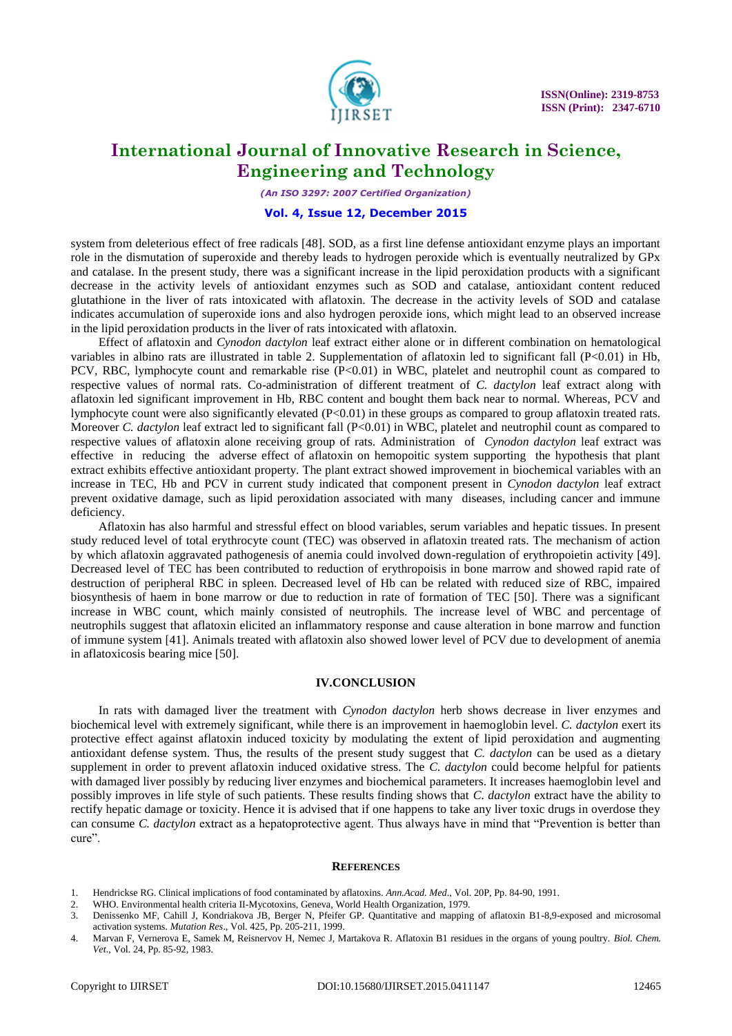system from deleterious effect of free radicals [48]. SOD, as a first line defense antioxidant enzyme plays an important role in the dismutation of superoxide and thereby leads to hydrogen peroxide which is eventually neutralized by GPx and catalase. In the present study, there was a significant increase in the lipid peroxidation products with a significant decrease in the activity levels of antioxidant enzymes such as SOD and catalase, antioxidant content reduced glutathione in the liver of rats intoxicated with aflatoxin. The decrease in the activity levels of SOD and catalase indicates accumulation of superoxide ions and also hydrogen peroxide ions, which might lead to an observed increase in the lipid peroxidation products in the liver of rats intoxicated with aflatoxin.

Effect of aflatoxin and *Cynodon dactylon* leaf extract either alone or in different combination on hematological variables in albino rats are illustrated in table 2. Supplementation of aflatoxin led to significant fall ($P<0.01$) in Hb, PCV, RBC, lymphocyte count and remarkable rise ($P<0.01$) in WBC, platelet and neutrophil count as compared to respective values of normal rats. Co-administration of different treatment of *C. dactylon* leaf extract along with aflatoxin led significant improvement in Hb, RBC content and bought them back near to normal. Whereas, PCV and lymphocyte count were also significantly elevated ($P<0.01$) in these groups as compared to group aflatoxin treated rats. Moreover *C. dactylon* leaf extract led to significant fall ($P<0.01$) in WBC, platelet and neutrophil count as compared to respective values of aflatoxin alone receiving group of rats. Administration of *Cynodon dactylon* leaf extract was effective in reducing the adverse effect of aflatoxin on hemopoitic system supporting the hypothesis that plant extract exhibits effective antioxidant property. The plant extract showed improvement in biochemical variables with an increase in TEC, Hb and PCV in current study indicated that component present in *Cynodon dactylon* leaf extract prevent oxidative damage, such as lipid peroxidation associated with many diseases, including cancer and immune deficiency.

Aflatoxin has also harmful and stressful effect on blood variables, serum variables and hepatic tissues. In present study reduced level of total erythrocyte count (TEC) was observed in aflatoxin treated rats. The mechanism of action by which aflatoxin aggravated pathogenesis of anemia could involved down-regulation of erythropoietin activity [49]. Decreased level of TEC has been contributed to reduction of erythropoisis in bone marrow and showed rapid rate of destruction of peripheral RBC in spleen. Decreased level of Hb can be related with reduced size of RBC, impaired biosynthesis of haem in bone marrow or due to reduction in rate of formation of TEC [50]. There was a significant increase in WBC count, which mainly consisted of neutrophils. The increase level of WBC and percentage of neutrophils suggest that aflatoxin elicited an inflammatory response and cause alteration in bone marrow and function of immune system [41]. Animals treated with aflatoxin also showed lower level of PCV due to development of anemia in aflatoxicosis bearing mice [50].

## IV.CONCLUSION

In rats with damaged liver the treatment with *Cynodon dactylon* herb shows decrease in liver enzymes and biochemical level with extremely significant, while there is an improvement in haemoglobin level. *C. dactylon* exert its protective effect against aflatoxin induced toxicity by modulating the extent of lipid peroxidation and augmenting antioxidant defense system. Thus, the results of the present study suggest that *C. dactylon* can be used as a dietary supplement in order to prevent aflatoxin induced oxidative stress. The *C. dactylon* could become helpful for patients with damaged liver possibly by reducing liver enzymes and biochemical parameters. It increases haemoglobin level and possibly improves in life style of such patients. These results finding shows that *C. dactylon* extract have the ability to rectify hepatic damage or toxicity. Hence it is advised that if one happens to take any liver toxic drugs in overdose they can consume *C. dactylon* extract as a hepatoprotective agent. Thus always have in mind that "Prevention is better than cure".

## REFERENCES

1. Hendrickse RG. Clinical implications of food contaminated by aflatoxins. *Ann.Acad. Med*., Vol. 20P, Pp. 84-90, 1991.
2. WHO. Environmental health criteria II-Mycotoxins, Geneva, World Health Organization, 1979.
3. Denissenko MF, Cahill J, Kondriakova JB, Berger N, Pfeifer GP. Quantitative and mapping of aflatoxin B1-8,9-exposed and microsomal activation systems. *Mutation Res*., Vol. 425, Pp. 205-211, 1999.
4. Marvan F, Vernerova E, Samek M, Reisnervov H, Nemec J, Martakova R. Aflatoxin B1 residues in the organs of young poultry. *Biol. Chem. Vet*., Vol. 24, Pp. 85-92, 1983.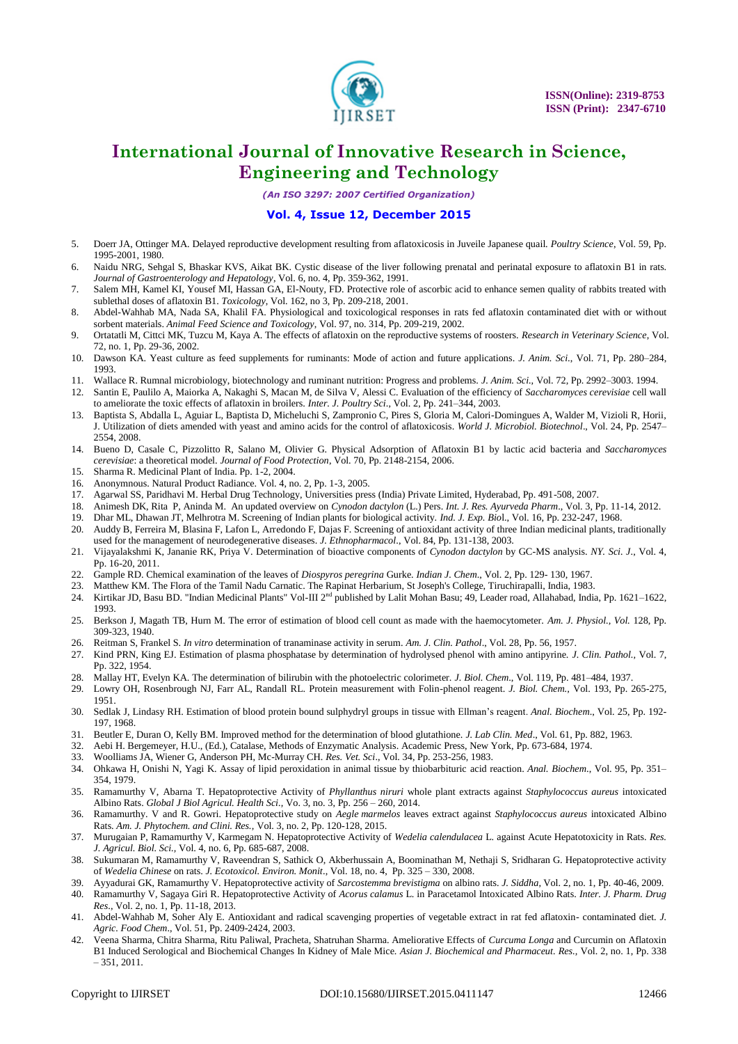5. Doerr JA, Ottinger MA. Delayed reproductive development resulting from aflatoxicosis in Juveile Japanese quail. *Poultry Science*, Vol. 59, Pp. 1995-2001, 1980.
6. Naidu NRG, Sehgal S, Bhaskar KVS, Aikat BK. Cystic disease of the liver following prenatal and perinatal exposure to aflatoxin B1 in rats. *Journal of Gastroenterology and Hepatology*, Vol. 6, no. 4, Pp. 359-362, 1991.
7. Salem MH, Kamel KI, Yousef MI, Hassan GA, El-Nouty, FD. Protective role of ascorbic acid to enhance semen quality of rabbits treated with sublethal doses of aflatoxin B1. *Toxicology*, Vol. 162, no 3, Pp. 209-218, 2001.
8. Abdel-Wahhab MA, Nada SA, Khalil FA. Physiological and toxicological responses in rats fed aflatoxin contaminated diet with or without sorbent materials. *Animal Feed Science and Toxicology*, Vol. 97, no. 314, Pp. 209-219, 2002.
9. Ortatatli M, Cittci MK, Tuzcu M, Kaya A. The effects of aflatoxin on the reproductive systems of roosters. *Research in Veterinary Science*, Vol. 72, no. 1, Pp. 29-36, 2002.
10. Dawson KA. Yeast culture as feed supplements for ruminants: Mode of action and future applications. *J. Anim. Sci.*, Vol. 71, Pp. 280–284, 1993.
11. Wallace R. Rumnal microbiology, biotechnology and ruminant nutrition: Progress and problems. *J. Anim. Sci.*, Vol. 72, Pp. 2992–3003. 1994.
12. Santin E, Paulilo A, Maiorka A, Nakaghi S, Macan M, de Silva V, Alessi C. Evaluation of the efficiency of *Saccharomyces cerevisiae* cell wall to ameliorate the toxic effects of aflatoxin in broilers. *Inter. J. Poultry Sci*., Vol. 2, Pp. 241–344, 2003.
13. Baptista S, Abdalla L, Aguiar L, Baptista D, Micheluchi S, Zampronio C, Pires S, Gloria M, Calori-Domingues A, Walder M, Vizioli R, Horii, J. Utilization of diets amended with yeast and amino acids for the control of aflatoxicosis. *World J. Microbiol. Biotechnol*., Vol. 24, Pp. 2547–2554, 2008.
14. Bueno D, Casale C, Pizzolitto R, Salano M, Olivier G. Physical Adsorption of Aflatoxin B1 by lactic acid bacteria and *Saccharomyces cerevisiae*: a theoretical model. *Journal of Food Protection*, Vol. 70, Pp. 2148-2154, 2006.
15. Sharma R. Medicinal Plant of India. Pp. 1-2, 2004.
16. Anonymnous. Natural Product Radiance. Vol. 4, no. 2, Pp. 1-3, 2005.
17. Agarwal SS, Paridhavi M. Herbal Drug Technology, Universities press (India) Private Limited, Hyderabad, Pp. 491-508, 2007.
18. Animesh DK, Rita P, Aninda M. An updated overview on *Cynodon dactylon* (L.) Pers. *Int. J. Res. Ayurveda Pharm*., Vol. 3, Pp. 11-14, 2012.
19. Dhar ML, Dhawan JT, Melhrotra M. Screening of Indian plants for biological activity. *Ind. J. Exp. Bio*l., Vol. 16, Pp. 232-247, 1968.
20. Auddy B, Ferreira M, Blasina F, Lafon L, Arredondo F, Dajas F. Screening of antioxidant activity of three Indian medicinal plants, traditionally used for the management of neurodegenerative diseases. *J. Ethnopharmacol*., Vol. 84, Pp. 131-138, 2003.
21. Vijayalakshmi K, Jananie RK, Priya V. Determination of bioactive components of *Cynodon dactylon* by GC-MS analysis. *NY. Sci. J*., Vol. 4, Pp. 16-20, 2011.
22. Gample RD. Chemical examination of the leaves of *Diospyros peregrina* Gurke. *Indian J. Chem*., Vol. 2, Pp. 129- 130, 1967.
23. Matthew KM. The Flora of the Tamil Nadu Carnatic. The Rapinat Herbarium, St Joseph's College, Tiruchirapalli, India, 1983.
24. Kirtikar JD, Basu BD. "Indian Medicinal Plants" Vol-III 2nd published by Lalit Mohan Basu; 49, Leader road, Allahabad, India, Pp. 1621–1622, 1993.
25. Berkson J, Magath TB, Hurn M. The error of estimation of blood cell count as made with the haemocytometer. *Am. J. Physiol., Vol.* 128, Pp. 309-323, 1940.
26. Reitman S, Frankel S. *In vitro* determination of tranaminase activity in serum. *Am. J. Clin. Pathol*., Vol. 28, Pp. 56, 1957.
27. Kind PRN, King EJ. Estimation of plasma phosphatase by determination of hydrolysed phenol with amino antipyrine. *J. Clin. Pathol.*, Vol. 7, Pp. 322, 1954.
28. Mallay HT, Evelyn KA. The determination of bilirubin with the photoelectric colorimeter. *J. Biol. Chem*., Vol. 119, Pp. 481–484, 1937.
29. Lowry OH, Rosenbrough NJ, Farr AL, Randall RL. Protein measurement with Folin-phenol reagent. *J. Biol. Chem.*, Vol. 193, Pp. 265-275, 1951.
30. Sedlak J, Lindasy RH. Estimation of blood protein bound sulphydryl groups in tissue with Ellman's reagent. *Anal. Biochem*., Vol. 25, Pp. 192-197, 1968.
31. Beutler E, Duran O, Kelly BM. Improved method for the determination of blood glutathione. *J. Lab Clin. Med*., Vol. 61, Pp. 882, 1963.
32. Aebi H. Bergemeyer, H.U., (Ed.), Catalase, Methods of Enzymatic Analysis. Academic Press, New York, Pp. 673-684, 1974.
33. Woolliams JA, Wiener G, Anderson PH, Mc-Murray CH. *Res. Vet. Sci*., Vol. 34, Pp. 253-256, 1983.
34. Ohkawa H, Onishi N, Yagi K. Assay of lipid peroxidation in animal tissue by thiobarbituric acid reaction. *Anal. Biochem*., Vol. 95, Pp. 351–354, 1979.
35. Ramamurthy V, Abarna T. Hepatoprotective Activity of *Phyllanthus niruri* whole plant extracts against *Staphylococcus aureus* intoxicated Albino Rats. *Global J Biol Agricul. Health Sci*., Vo. 3, no. 3, Pp. 256 – 260, 2014.
36. Ramamurthy. V and R. Gowri. Hepatoprotective study on *Aegle marmelos* leaves extract against *Staphylococcus aureus* intoxicated Albino Rats. *Am. J. Phytochem. and Clini. Res.*, Vol. 3, no. 2, Pp. 120-128, 2015.
37. Murugaian P, Ramamurthy V, Karmegam N. Hepatoprotective Activity of *Wedelia calendulacea* L. against Acute Hepatotoxicity in Rats. *Res. J. Agricul. Biol. Sci.*, Vol. 4, no. 6, Pp. 685-687, 2008.
38. Sukumaran M, Ramamurthy V, Raveendran S, Sathick O, Akberhussain A, Boominathan M, Nethaji S, Sridharan G. Hepatoprotective activity of *Wedelia Chinese* on rats. *J. Ecotoxicol. Environ. Monit*., Vol. 18, no. 4, Pp. 325 – 330, 2008.
39. Ayyadurai GK, Ramamurthy V. Hepatoprotective activity of *Sarcostemma brevistigma* on albino rats. *J. Siddha*, Vol. 2, no. 1, Pp. 40-46, 2009.
40. Ramamurthy V, Sagaya Giri R. Hepatoprotective Activity of *Acorus calamus* L. in Paracetamol Intoxicated Albino Rats. *Inter. J. Pharm. Drug Res*., Vol. 2, no. 1, Pp. 11-18, 2013.
41. Abdel-Wahhab M, Soher Aly E. Antioxidant and radical scavenging properties of vegetable extract in rat fed aflatoxin- contaminated diet. *J. Agric. Food Chem*., Vol. 51, Pp. 2409-2424, 2003.
42. Veena Sharma, Chitra Sharma, Ritu Paliwal, Pracheta, Shatruhan Sharma. Ameliorative Effects of *Curcuma Longa* and Curcumin on Aflatoxin B1 Induced Serological and Biochemical Changes In Kidney of Male Mice. *Asian J. Biochemical and Pharmaceut. Res.*, Vol. 2, no. 1, Pp. 338 – 351, 2011.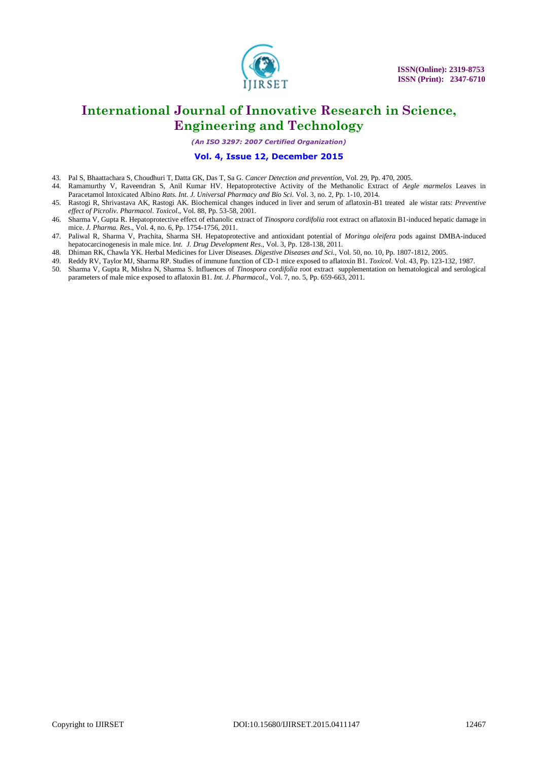43. Pal S, Bhaattachara S, Choudhuri T, Datta GK, Das T, Sa G. *Cancer Detection and prevention*, Vol. 29, Pp. 470, 2005.
44. Ramamurthy V, Raveendran S, Anil Kumar HV. Hepatoprotective Activity of the Methanolic Extract of *Aegle marmelos* Leaves in Paracetamol Intoxicated Albino *Rats. Int. J. Universal Pharmacy and Bio Sci.* Vol. 3, no. 2, Pp. 1-10, 2014.
45. Rastogi R, Shrivastava AK, Rastogi AK. Biochemical changes induced in liver and serum of aflatoxin-B1 treated ale wistar rats: *Preventive effect of Picroliv*. *Pharmacol*. *Toxicol*., Vol. 88, Pp. 53-58, 2001.
46. Sharma V, Gupta R. Hepatoprotective effect of ethanolic extract of *Tinospora cordifolia* root extract on aflatoxin B1-induced hepatic damage in mice. *J. Pharma. Res*., Vol. 4, no. 6, Pp. 1754-1756, 2011.
47. Paliwal R, Sharma V, Prachita, Sharma SH. Hepatoprotective and antioxidant potential of *Moringa oleifera* pods against DMBA-induced hepatocarcinogenesis in male mice. I*nt. J. Drug Development Res*., Vol. 3, Pp. 128-138, 2011.
48. Dhiman RK, Chawla YK. Herbal Medicines for Liver Diseases. *Digestive Diseases and Sci.*, Vol. 50, no. 10, Pp. 1807-1812, 2005.
49. Reddy RV, Taylor MJ, Sharma RP. Studies of immune function of CD-1 mice exposed to aflatoxin B1. *Toxicol*. Vol. 43, Pp. 123-132, 1987.
50. Sharma V, Gupta R, Mishra N, Sharma S. Influences of *Tinospora cordifolia* root extract supplementation on hematological and serological parameters of male mice exposed to aflatoxin B1. *Int. J. Pharmacol*., Vol. 7, no. 5, Pp. 659-663, 2011.